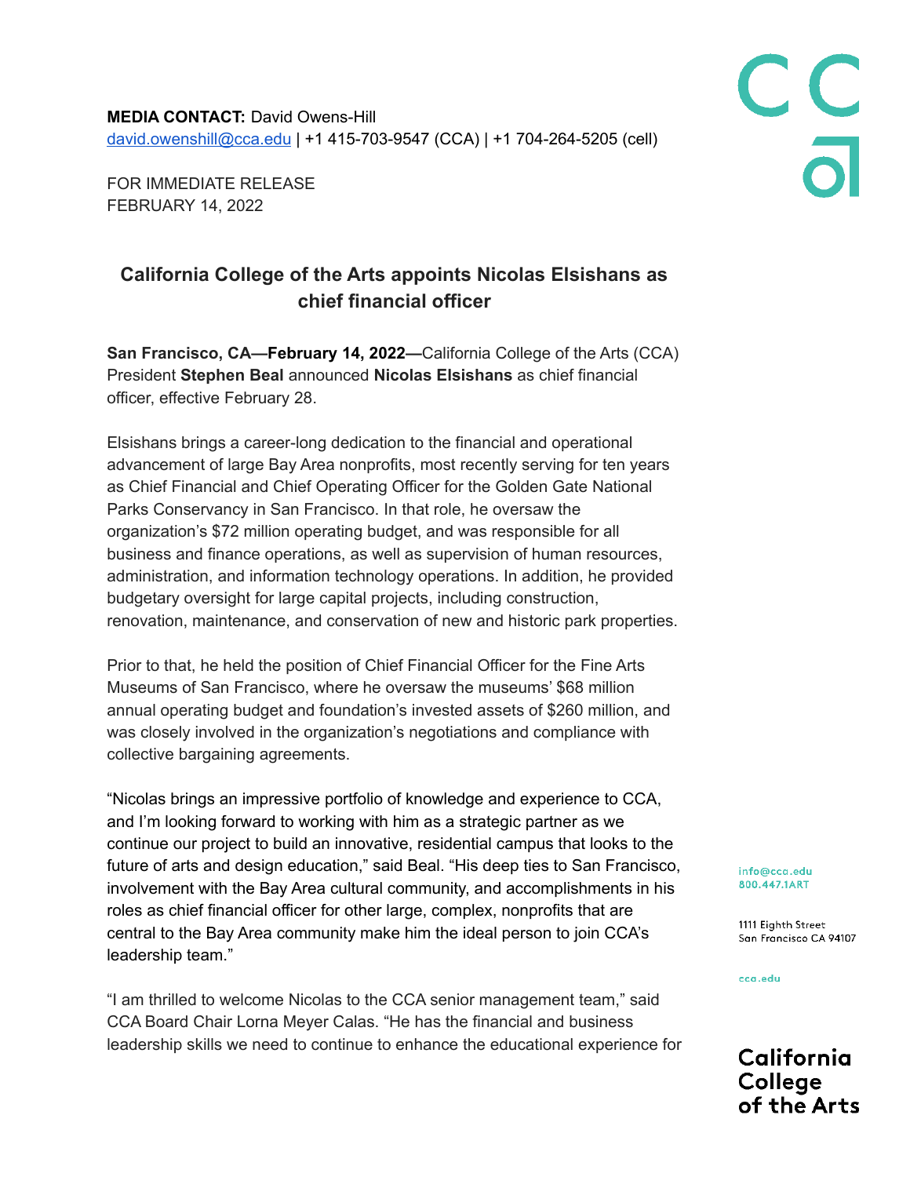**MEDIA CONTACT:** David Owens-Hill
david.owenshill@cca.edu | +1 415-703-9547 (CCA) | +1 704-264-5205 (cell)

FOR IMMEDIATE RELEASE
FEBRUARY 14, 2022

## California College of the Arts appoints Nicolas Elsishans as chief financial officer

**San Francisco, CA—February 14, 2022—**California College of the Arts (CCA) President **Stephen Beal** announced **Nicolas Elsishans** as chief financial officer, effective February 28.

Elsishans brings a career-long dedication to the financial and operational advancement of large Bay Area nonprofits, most recently serving for ten years as Chief Financial and Chief Operating Officer for the Golden Gate National Parks Conservancy in San Francisco. In that role, he oversaw the organization's $72 million operating budget, and was responsible for all business and finance operations, as well as supervision of human resources, administration, and information technology operations. In addition, he provided budgetary oversight for large capital projects, including construction, renovation, maintenance, and conservation of new and historic park properties.

Prior to that, he held the position of Chief Financial Officer for the Fine Arts Museums of San Francisco, where he oversaw the museums' $68 million annual operating budget and foundation's invested assets of $260 million, and was closely involved in the organization's negotiations and compliance with collective bargaining agreements.

"Nicolas brings an impressive portfolio of knowledge and experience to CCA, and I'm looking forward to working with him as a strategic partner as we continue our project to build an innovative, residential campus that looks to the future of arts and design education," said Beal. "His deep ties to San Francisco, involvement with the Bay Area cultural community, and accomplishments in his roles as chief financial officer for other large, complex, nonprofits that are central to the Bay Area community make him the ideal person to join CCA's leadership team."

"I am thrilled to welcome Nicolas to the CCA senior management team," said CCA Board Chair Lorna Meyer Calas. "He has the financial and business leadership skills we need to continue to enhance the educational experience for

info@cca.edu
800.447.1ART

1111 Eighth Street
San Francisco CA 94107

cca.edu

California College of the Arts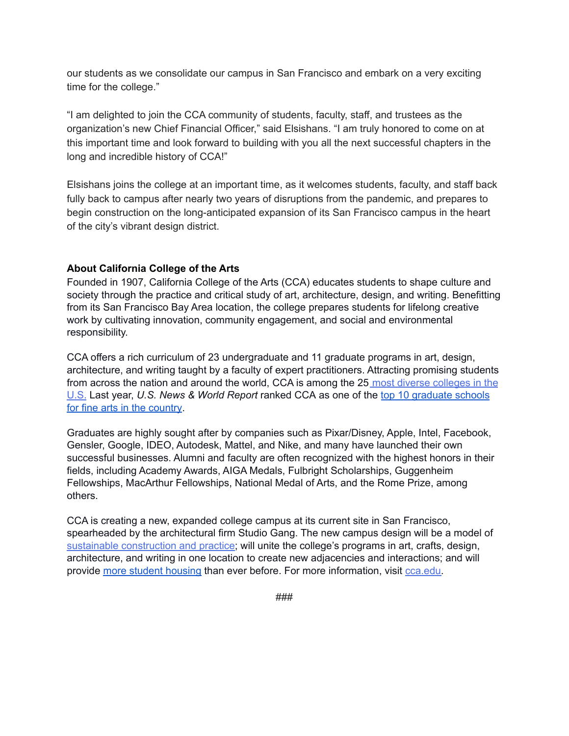our students as we consolidate our campus in San Francisco and embark on a very exciting time for the college."

"I am delighted to join the CCA community of students, faculty, staff, and trustees as the organization's new Chief Financial Officer," said Elsishans. "I am truly honored to come on at this important time and look forward to building with you all the next successful chapters in the long and incredible history of CCA!"

Elsishans joins the college at an important time, as it welcomes students, faculty, and staff back fully back to campus after nearly two years of disruptions from the pandemic, and prepares to begin construction on the long-anticipated expansion of its San Francisco campus in the heart of the city's vibrant design district.

**About California College of the Arts**

Founded in 1907, California College of the Arts (CCA) educates students to shape culture and society through the practice and critical study of art, architecture, design, and writing. Benefitting from its San Francisco Bay Area location, the college prepares students for lifelong creative work by cultivating innovation, community engagement, and social and environmental responsibility.

CCA offers a rich curriculum of 23 undergraduate and 11 graduate programs in art, design, architecture, and writing taught by a faculty of expert practitioners. Attracting promising students from across the nation and around the world, CCA is among the 25 most diverse colleges in the U.S. Last year, *U.S. News & World Report* ranked CCA as one of the top 10 graduate schools for fine arts in the country.

Graduates are highly sought after by companies such as Pixar/Disney, Apple, Intel, Facebook, Gensler, Google, IDEO, Autodesk, Mattel, and Nike, and many have launched their own successful businesses. Alumni and faculty are often recognized with the highest honors in their fields, including Academy Awards, AIGA Medals, Fulbright Scholarships, Guggenheim Fellowships, MacArthur Fellowships, National Medal of Arts, and the Rome Prize, among others.

CCA is creating a new, expanded college campus at its current site in San Francisco, spearheaded by the architectural firm Studio Gang. The new campus design will be a model of sustainable construction and practice; will unite the college's programs in art, crafts, design, architecture, and writing in one location to create new adjacencies and interactions; and will provide more student housing than ever before. For more information, visit cca.edu.

###